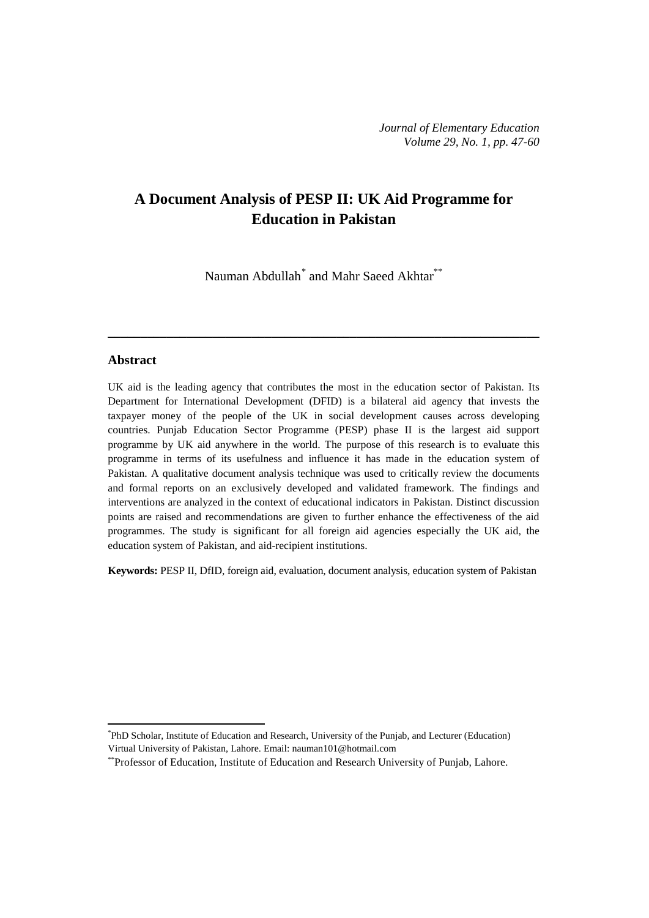# A Document Analysis of PESP II: UK Aid Programme for Education in Pakistan

Nauman Abdullah[*] and Mahr Saeed Akhtar[**]

---

## Abstract

UK aid is the leading agency that contributes the most in the education sector of Pakistan. Its Department for International Development (DFID) is a bilateral aid agency that invests the taxpayer money of the people of the UK in social development causes across developing countries. Punjab Education Sector Programme (PESP) phase II is the largest aid support programme by UK aid anywhere in the world. The purpose of this research is to evaluate this programme in terms of its usefulness and influence it has made in the education system of Pakistan. A qualitative document analysis technique was used to critically review the documents and formal reports on an exclusively developed and validated framework. The findings and interventions are analyzed in the context of educational indicators in Pakistan. Distinct discussion points are raised and recommendations are given to further enhance the effectiveness of the aid programmes. The study is significant for all foreign aid agencies especially the UK aid, the education system of Pakistan, and aid-recipient institutions.

**Keywords:** PESP II, DfID, foreign aid, evaluation, document analysis, education system of Pakistan

---

[*] PhD Scholar, Institute of Education and Research, University of the Punjab, and Lecturer (Education) Virtual University of Pakistan, Lahore. Email: nauman101@hotmail.com

[**] Professor of Education, Institute of Education and Research University of Punjab, Lahore.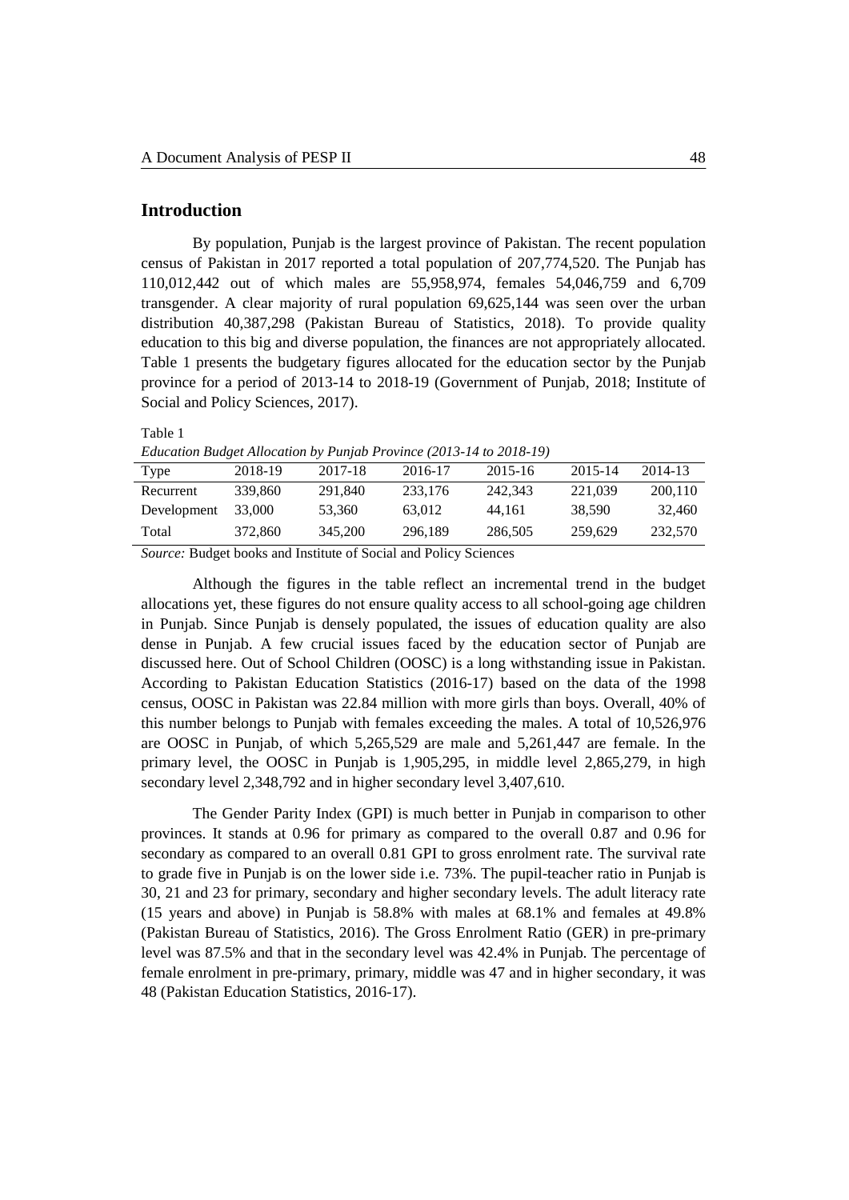## Introduction

By population, Punjab is the largest province of Pakistan. The recent population census of Pakistan in 2017 reported a total population of 207,774,520. The Punjab has 110,012,442 out of which males are 55,958,974, females 54,046,759 and 6,709 transgender. A clear majority of rural population 69,625,144 was seen over the urban distribution 40,387,298 (Pakistan Bureau of Statistics, 2018). To provide quality education to this big and diverse population, the finances are not appropriately allocated. Table 1 presents the budgetary figures allocated for the education sector by the Punjab province for a period of 2013-14 to 2018-19 (Government of Punjab, 2018; Institute of Social and Policy Sciences, 2017).

Table 1

*Education Budget Allocation by Punjab Province (2013-14 to 2018-19)*

| Type | 2018-19 | 2017-18 | 2016-17 | 2015-16 | 2015-14 | 2014-13 |
|---|---|---|---|---|---|---|
| Recurrent | 339,860 | 291,840 | 233,176 | 242,343 | 221,039 | 200,110 |
| Development | 33,000 | 53,360 | 63,012 | 44,161 | 38,590 | 32,460 |
| Total | 372,860 | 345,200 | 296,189 | 286,505 | 259,629 | 232,570 |

*Source:* Budget books and Institute of Social and Policy Sciences

Although the figures in the table reflect an incremental trend in the budget allocations yet, these figures do not ensure quality access to all school-going age children in Punjab. Since Punjab is densely populated, the issues of education quality are also dense in Punjab. A few crucial issues faced by the education sector of Punjab are discussed here. Out of School Children (OOSC) is a long withstanding issue in Pakistan. According to Pakistan Education Statistics (2016-17) based on the data of the 1998 census, OOSC in Pakistan was 22.84 million with more girls than boys. Overall, 40% of this number belongs to Punjab with females exceeding the males. A total of 10,526,976 are OOSC in Punjab, of which 5,265,529 are male and 5,261,447 are female. In the primary level, the OOSC in Punjab is 1,905,295, in middle level 2,865,279, in high secondary level 2,348,792 and in higher secondary level 3,407,610.

The Gender Parity Index (GPI) is much better in Punjab in comparison to other provinces. It stands at 0.96 for primary as compared to the overall 0.87 and 0.96 for secondary as compared to an overall 0.81 GPI to gross enrolment rate. The survival rate to grade five in Punjab is on the lower side i.e. 73%. The pupil-teacher ratio in Punjab is 30, 21 and 23 for primary, secondary and higher secondary levels. The adult literacy rate (15 years and above) in Punjab is 58.8% with males at 68.1% and females at 49.8% (Pakistan Bureau of Statistics, 2016). The Gross Enrolment Ratio (GER) in pre-primary level was 87.5% and that in the secondary level was 42.4% in Punjab. The percentage of female enrolment in pre-primary, primary, middle was 47 and in higher secondary, it was 48 (Pakistan Education Statistics, 2016-17).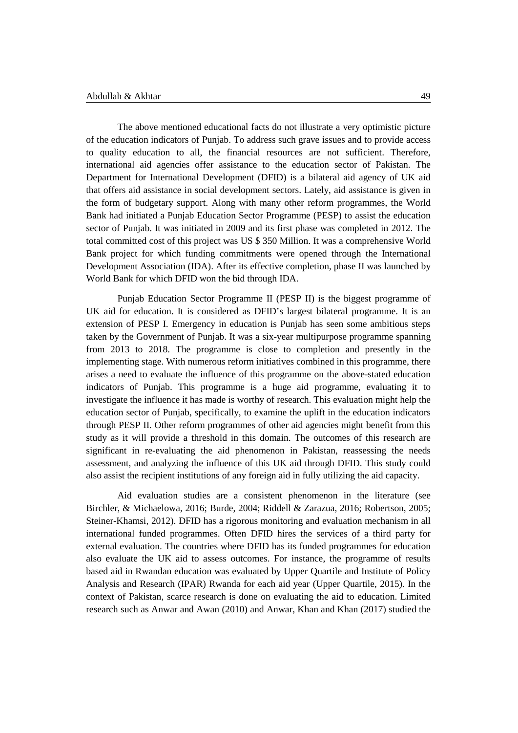The above mentioned educational facts do not illustrate a very optimistic picture of the education indicators of Punjab. To address such grave issues and to provide access to quality education to all, the financial resources are not sufficient. Therefore, international aid agencies offer assistance to the education sector of Pakistan. The Department for International Development (DFID) is a bilateral aid agency of UK aid that offers aid assistance in social development sectors. Lately, aid assistance is given in the form of budgetary support. Along with many other reform programmes, the World Bank had initiated a Punjab Education Sector Programme (PESP) to assist the education sector of Punjab. It was initiated in 2009 and its first phase was completed in 2012. The total committed cost of this project was US $ 350 Million. It was a comprehensive World Bank project for which funding commitments were opened through the International Development Association (IDA). After its effective completion, phase II was launched by World Bank for which DFID won the bid through IDA.

Punjab Education Sector Programme II (PESP II) is the biggest programme of UK aid for education. It is considered as DFID's largest bilateral programme. It is an extension of PESP I. Emergency in education is Punjab has seen some ambitious steps taken by the Government of Punjab. It was a six-year multipurpose programme spanning from 2013 to 2018. The programme is close to completion and presently in the implementing stage. With numerous reform initiatives combined in this programme, there arises a need to evaluate the influence of this programme on the above-stated education indicators of Punjab. This programme is a huge aid programme, evaluating it to investigate the influence it has made is worthy of research. This evaluation might help the education sector of Punjab, specifically, to examine the uplift in the education indicators through PESP II. Other reform programmes of other aid agencies might benefit from this study as it will provide a threshold in this domain. The outcomes of this research are significant in re-evaluating the aid phenomenon in Pakistan, reassessing the needs assessment, and analyzing the influence of this UK aid through DFID. This study could also assist the recipient institutions of any foreign aid in fully utilizing the aid capacity.

Aid evaluation studies are a consistent phenomenon in the literature (see Birchler, & Michaelowa, 2016; Burde, 2004; Riddell & Zarazua, 2016; Robertson, 2005; Steiner-Khamsi, 2012). DFID has a rigorous monitoring and evaluation mechanism in all international funded programmes. Often DFID hires the services of a third party for external evaluation. The countries where DFID has its funded programmes for education also evaluate the UK aid to assess outcomes. For instance, the programme of results based aid in Rwandan education was evaluated by Upper Quartile and Institute of Policy Analysis and Research (IPAR) Rwanda for each aid year (Upper Quartile, 2015). In the context of Pakistan, scarce research is done on evaluating the aid to education. Limited research such as Anwar and Awan (2010) and Anwar, Khan and Khan (2017) studied the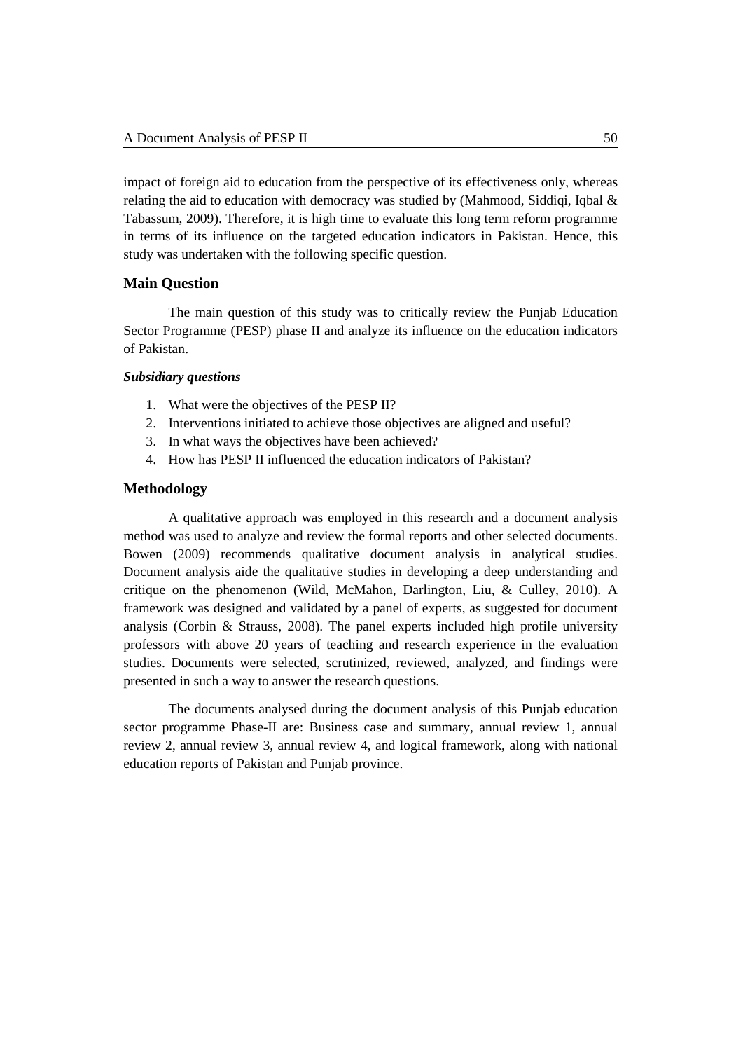impact of foreign aid to education from the perspective of its effectiveness only, whereas relating the aid to education with democracy was studied by (Mahmood, Siddiqi, Iqbal & Tabassum, 2009). Therefore, it is high time to evaluate this long term reform programme in terms of its influence on the targeted education indicators in Pakistan. Hence, this study was undertaken with the following specific question.

## Main Question

The main question of this study was to critically review the Punjab Education Sector Programme (PESP) phase II and analyze its influence on the education indicators of Pakistan.

### *Subsidiary questions*

1. What were the objectives of the PESP II?
2. Interventions initiated to achieve those objectives are aligned and useful?
3. In what ways the objectives have been achieved?
4. How has PESP II influenced the education indicators of Pakistan?

## Methodology

A qualitative approach was employed in this research and a document analysis method was used to analyze and review the formal reports and other selected documents. Bowen (2009) recommends qualitative document analysis in analytical studies. Document analysis aide the qualitative studies in developing a deep understanding and critique on the phenomenon (Wild, McMahon, Darlington, Liu, & Culley, 2010). A framework was designed and validated by a panel of experts, as suggested for document analysis (Corbin & Strauss, 2008). The panel experts included high profile university professors with above 20 years of teaching and research experience in the evaluation studies. Documents were selected, scrutinized, reviewed, analyzed, and findings were presented in such a way to answer the research questions.

The documents analysed during the document analysis of this Punjab education sector programme Phase-II are: Business case and summary, annual review 1, annual review 2, annual review 3, annual review 4, and logical framework, along with national education reports of Pakistan and Punjab province.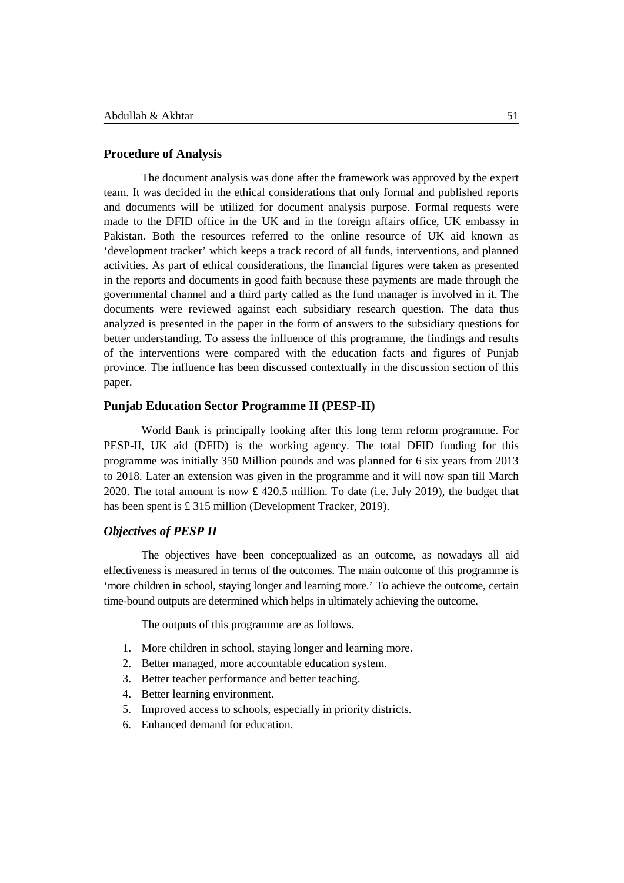## Procedure of Analysis

The document analysis was done after the framework was approved by the expert team. It was decided in the ethical considerations that only formal and published reports and documents will be utilized for document analysis purpose. Formal requests were made to the DFID office in the UK and in the foreign affairs office, UK embassy in Pakistan. Both the resources referred to the online resource of UK aid known as 'development tracker' which keeps a track record of all funds, interventions, and planned activities. As part of ethical considerations, the financial figures were taken as presented in the reports and documents in good faith because these payments are made through the governmental channel and a third party called as the fund manager is involved in it. The documents were reviewed against each subsidiary research question. The data thus analyzed is presented in the paper in the form of answers to the subsidiary questions for better understanding. To assess the influence of this programme, the findings and results of the interventions were compared with the education facts and figures of Punjab province. The influence has been discussed contextually in the discussion section of this paper.

## Punjab Education Sector Programme II (PESP-II)

World Bank is principally looking after this long term reform programme. For PESP-II, UK aid (DFID) is the working agency. The total DFID funding for this programme was initially 350 Million pounds and was planned for 6 six years from 2013 to 2018. Later an extension was given in the programme and it will now span till March 2020. The total amount is now £ 420.5 million. To date (i.e. July 2019), the budget that has been spent is £ 315 million (Development Tracker, 2019).

### *Objectives of PESP II*

The objectives have been conceptualized as an outcome, as nowadays all aid effectiveness is measured in terms of the outcomes. The main outcome of this programme is 'more children in school, staying longer and learning more.' To achieve the outcome, certain time-bound outputs are determined which helps in ultimately achieving the outcome.

The outputs of this programme are as follows.

1. More children in school, staying longer and learning more.
2. Better managed, more accountable education system.
3. Better teacher performance and better teaching.
4. Better learning environment.
5. Improved access to schools, especially in priority districts.
6. Enhanced demand for education.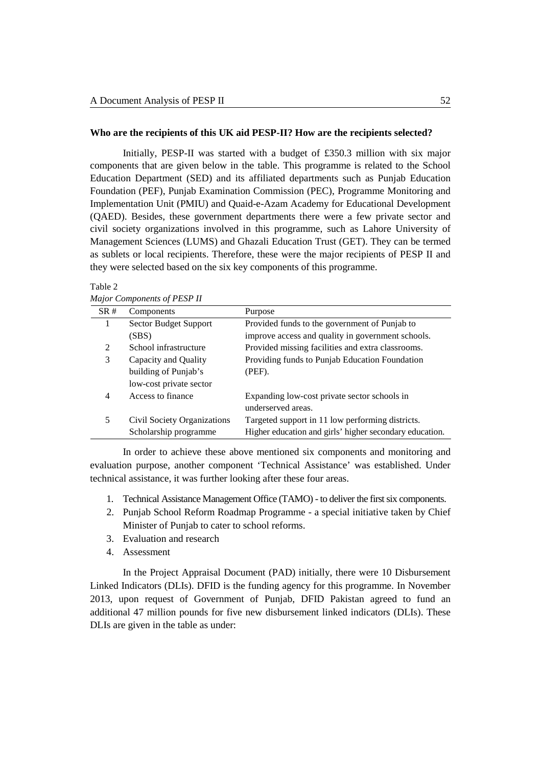**Who are the recipients of this UK aid PESP-II? How are the recipients selected?**

Initially, PESP-II was started with a budget of £350.3 million with six major components that are given below in the table. This programme is related to the School Education Department (SED) and its affiliated departments such as Punjab Education Foundation (PEF), Punjab Examination Commission (PEC), Programme Monitoring and Implementation Unit (PMIU) and Quaid-e-Azam Academy for Educational Development (QAED). Besides, these government departments there were a few private sector and civil society organizations involved in this programme, such as Lahore University of Management Sciences (LUMS) and Ghazali Education Trust (GET). They can be termed as sublets or local recipients. Therefore, these were the major recipients of PESP II and they were selected based on the six key components of this programme.

Table 2

*Major Components of PESP II*

| SR # | Components | Purpose |
|---|---|---|
| 1 | Sector Budget Support (SBS) | Provided funds to the government of Punjab to improve access and quality in government schools. |
| 2 | School infrastructure | Provided missing facilities and extra classrooms. |
| 3 | Capacity and Quality building of Punjab's low-cost private sector | Providing funds to Punjab Education Foundation (PEF). |
| 4 | Access to finance | Expanding low-cost private sector schools in underserved areas. |
| 5 | Civil Society Organizations | Targeted support in 11 low performing districts. |
| | Scholarship programme | Higher education and girls' higher secondary education. |

In order to achieve these above mentioned six components and monitoring and evaluation purpose, another component 'Technical Assistance' was established. Under technical assistance, it was further looking after these four areas.

1. Technical Assistance Management Office (TAMO) - to deliver the first six components.
2. Punjab School Reform Roadmap Programme - a special initiative taken by Chief Minister of Punjab to cater to school reforms.
3. Evaluation and research
4. Assessment

In the Project Appraisal Document (PAD) initially, there were 10 Disbursement Linked Indicators (DLIs). DFID is the funding agency for this programme. In November 2013, upon request of Government of Punjab, DFID Pakistan agreed to fund an additional 47 million pounds for five new disbursement linked indicators (DLIs). These DLIs are given in the table as under: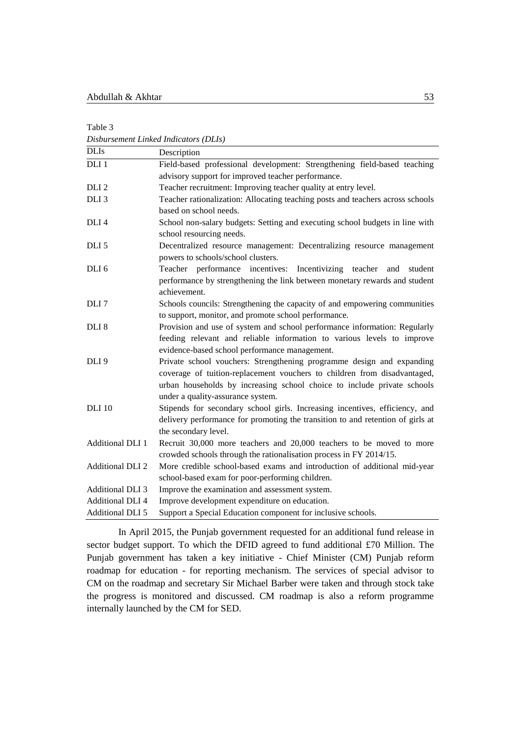Table 3

*Disbursement Linked Indicators (DLIs)*

| DLIs | Description |
| --- | --- |
| DLI 1 | Field-based professional development: Strengthening field-based teaching advisory support for improved teacher performance. |
| DLI 2 | Teacher recruitment: Improving teacher quality at entry level. |
| DLI 3 | Teacher rationalization: Allocating teaching posts and teachers across schools based on school needs. |
| DLI 4 | School non-salary budgets: Setting and executing school budgets in line with school resourcing needs. |
| DLI 5 | Decentralized resource management: Decentralizing resource management powers to schools/school clusters. |
| DLI 6 | Teacher performance incentives: Incentivizing teacher and student performance by strengthening the link between monetary rewards and student achievement. |
| DLI 7 | Schools councils: Strengthening the capacity of and empowering communities to support, monitor, and promote school performance. |
| DLI 8 | Provision and use of system and school performance information: Regularly feeding relevant and reliable information to various levels to improve evidence-based school performance management. |
| DLI 9 | Private school vouchers: Strengthening programme design and expanding coverage of tuition-replacement vouchers to children from disadvantaged, urban households by increasing school choice to include private schools under a quality-assurance system. |
| DLI 10 | Stipends for secondary school girls. Increasing incentives, efficiency, and delivery performance for promoting the transition to and retention of girls at the secondary level. |
| Additional DLI 1 | Recruit 30,000 more teachers and 20,000 teachers to be moved to more crowded schools through the rationalisation process in FY 2014/15. |
| Additional DLI 2 | More credible school-based exams and introduction of additional mid-year school-based exam for poor-performing children. |
| Additional DLI 3 | Improve the examination and assessment system. |
| Additional DLI 4 | Improve development expenditure on education. |
| Additional DLI 5 | Support a Special Education component for inclusive schools. |

In April 2015, the Punjab government requested for an additional fund release in sector budget support. To which the DFID agreed to fund additional £70 Million. The Punjab government has taken a key initiative - Chief Minister (CM) Punjab reform roadmap for education - for reporting mechanism. The services of special advisor to CM on the roadmap and secretary Sir Michael Barber were taken and through stock take the progress is monitored and discussed. CM roadmap is also a reform programme internally launched by the CM for SED.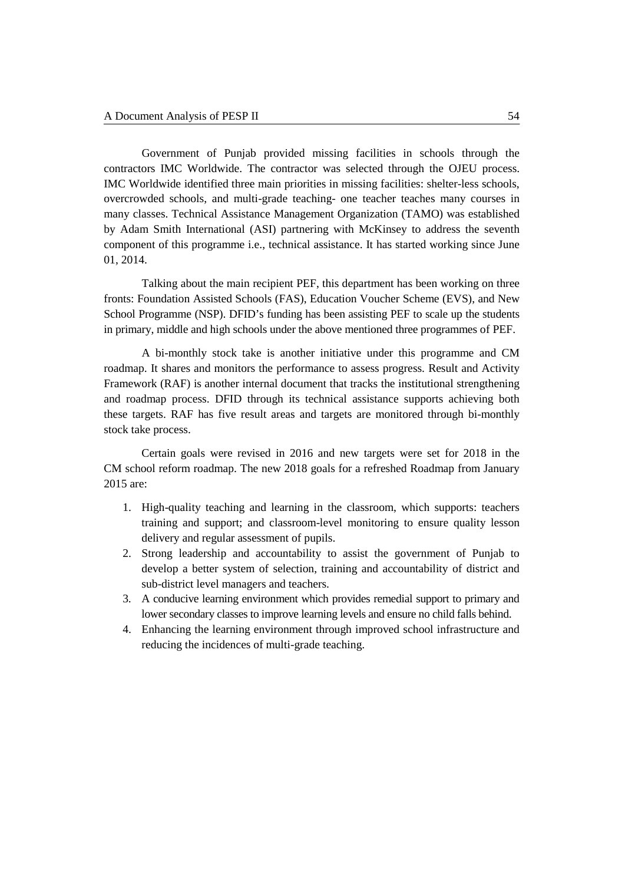Government of Punjab provided missing facilities in schools through the contractors IMC Worldwide. The contractor was selected through the OJEU process. IMC Worldwide identified three main priorities in missing facilities: shelter-less schools, overcrowded schools, and multi-grade teaching- one teacher teaches many courses in many classes. Technical Assistance Management Organization (TAMO) was established by Adam Smith International (ASI) partnering with McKinsey to address the seventh component of this programme i.e., technical assistance. It has started working since June 01, 2014.

Talking about the main recipient PEF, this department has been working on three fronts: Foundation Assisted Schools (FAS), Education Voucher Scheme (EVS), and New School Programme (NSP). DFID's funding has been assisting PEF to scale up the students in primary, middle and high schools under the above mentioned three programmes of PEF.

A bi-monthly stock take is another initiative under this programme and CM roadmap. It shares and monitors the performance to assess progress. Result and Activity Framework (RAF) is another internal document that tracks the institutional strengthening and roadmap process. DFID through its technical assistance supports achieving both these targets. RAF has five result areas and targets are monitored through bi-monthly stock take process.

Certain goals were revised in 2016 and new targets were set for 2018 in the CM school reform roadmap. The new 2018 goals for a refreshed Roadmap from January 2015 are:

1. High-quality teaching and learning in the classroom, which supports: teachers training and support; and classroom-level monitoring to ensure quality lesson delivery and regular assessment of pupils.
2. Strong leadership and accountability to assist the government of Punjab to develop a better system of selection, training and accountability of district and sub-district level managers and teachers.
3. A conducive learning environment which provides remedial support to primary and lower secondary classes to improve learning levels and ensure no child falls behind.
4. Enhancing the learning environment through improved school infrastructure and reducing the incidences of multi-grade teaching.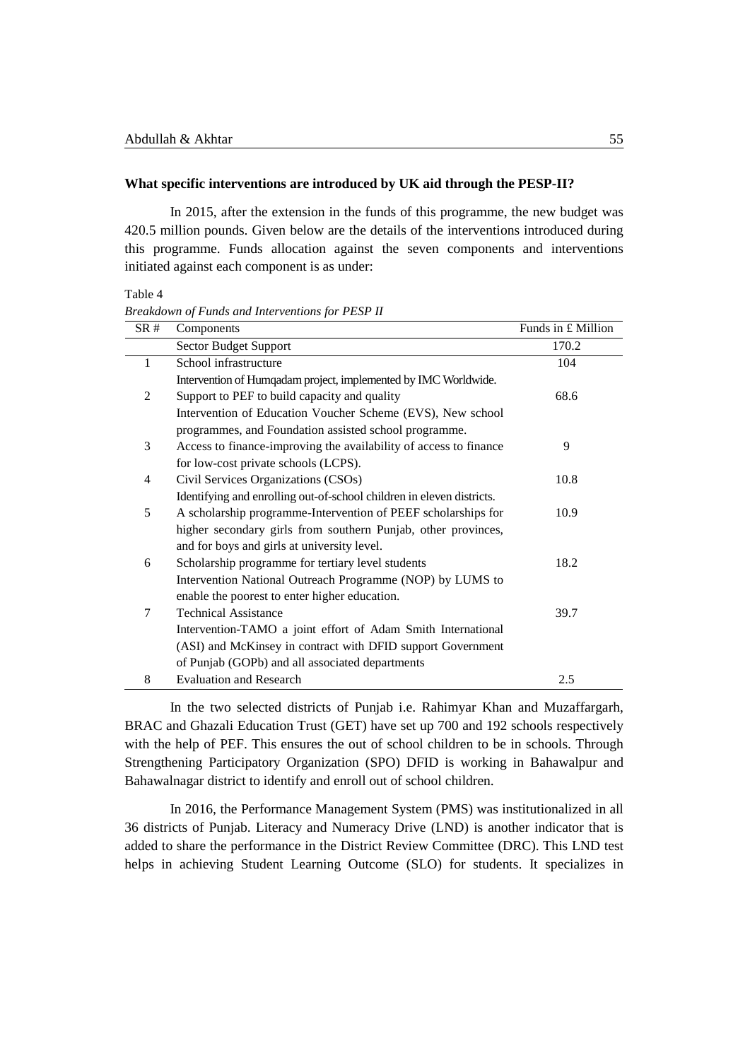**What specific interventions are introduced by UK aid through the PESP-II?**

In 2015, after the extension in the funds of this programme, the new budget was 420.5 million pounds. Given below are the details of the interventions introduced during this programme. Funds allocation against the seven components and interventions initiated against each component is as under:

Table 4

*Breakdown of Funds and Interventions for PESP II*

| SR # | Components | Funds in £ Million |
|---|---|---|
| | Sector Budget Support | 170.2 |
| 1 | School infrastructure<br>Intervention of Humqadam project, implemented by IMC Worldwide. | 104 |
| 2 | Support to PEF to build capacity and quality<br>Intervention of Education Voucher Scheme (EVS), New school programmes, and Foundation assisted school programme. | 68.6 |
| 3 | Access to finance-improving the availability of access to finance for low-cost private schools (LCPS). | 9 |
| 4 | Civil Services Organizations (CSOs)<br>Identifying and enrolling out-of-school children in eleven districts. | 10.8 |
| 5 | A scholarship programme-Intervention of PEEF scholarships for higher secondary girls from southern Punjab, other provinces, and for boys and girls at university level. | 10.9 |
| 6 | Scholarship programme for tertiary level students<br>Intervention National Outreach Programme (NOP) by LUMS to enable the poorest to enter higher education. | 18.2 |
| 7 | Technical Assistance<br>Intervention-TAMO a joint effort of Adam Smith International (ASI) and McKinsey in contract with DFID support Government of Punjab (GOPb) and all associated departments | 39.7 |
| 8 | Evaluation and Research | 2.5 |

In the two selected districts of Punjab i.e. Rahimyar Khan and Muzaffargarh, BRAC and Ghazali Education Trust (GET) have set up 700 and 192 schools respectively with the help of PEF. This ensures the out of school children to be in schools. Through Strengthening Participatory Organization (SPO) DFID is working in Bahawalpur and Bahawalnagar district to identify and enroll out of school children.

In 2016, the Performance Management System (PMS) was institutionalized in all 36 districts of Punjab. Literacy and Numeracy Drive (LND) is another indicator that is added to share the performance in the District Review Committee (DRC). This LND test helps in achieving Student Learning Outcome (SLO) for students. It specializes in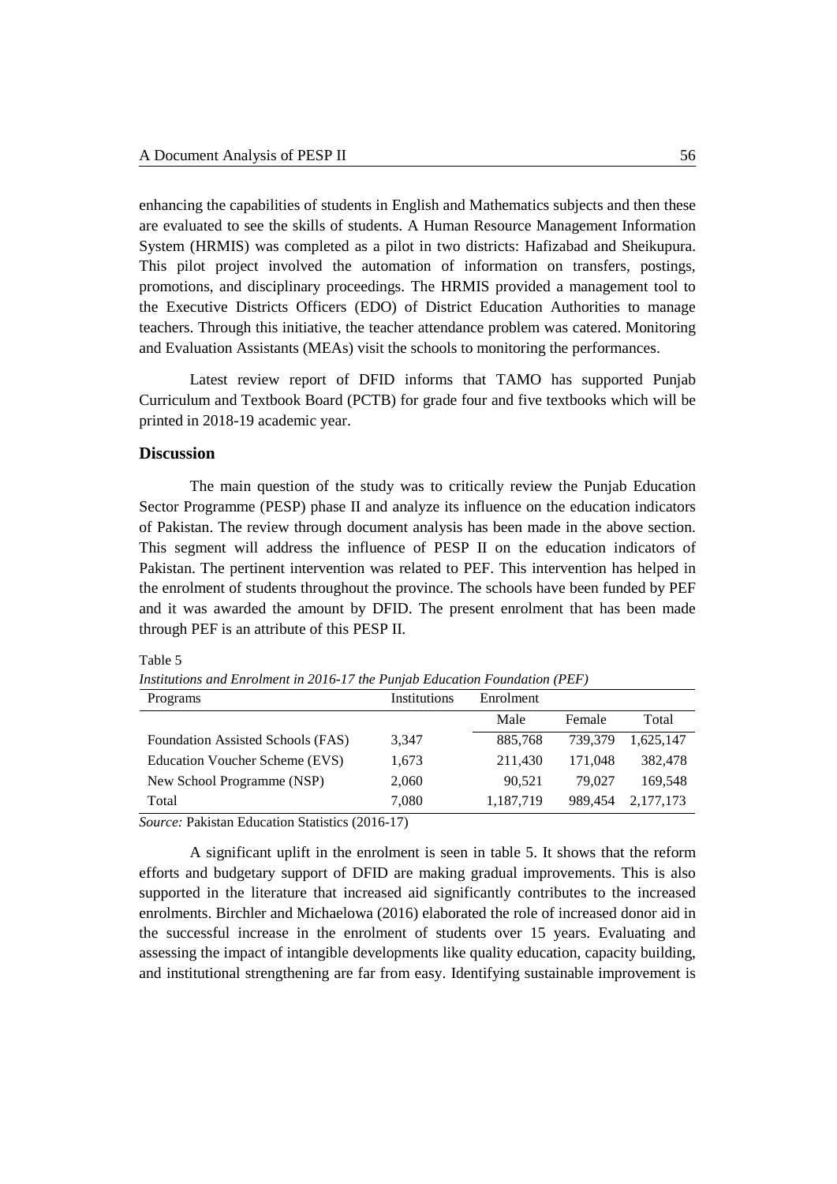enhancing the capabilities of students in English and Mathematics subjects and then these are evaluated to see the skills of students. A Human Resource Management Information System (HRMIS) was completed as a pilot in two districts: Hafizabad and Sheikupura. This pilot project involved the automation of information on transfers, postings, promotions, and disciplinary proceedings. The HRMIS provided a management tool to the Executive Districts Officers (EDO) of District Education Authorities to manage teachers. Through this initiative, the teacher attendance problem was catered. Monitoring and Evaluation Assistants (MEAs) visit the schools to monitoring the performances.

Latest review report of DFID informs that TAMO has supported Punjab Curriculum and Textbook Board (PCTB) for grade four and five textbooks which will be printed in 2018-19 academic year.

## Discussion

The main question of the study was to critically review the Punjab Education Sector Programme (PESP) phase II and analyze its influence on the education indicators of Pakistan. The review through document analysis has been made in the above section. This segment will address the influence of PESP II on the education indicators of Pakistan. The pertinent intervention was related to PEF. This intervention has helped in the enrolment of students throughout the province. The schools have been funded by PEF and it was awarded the amount by DFID. The present enrolment that has been made through PEF is an attribute of this PESP II.

Table 5

*Institutions and Enrolment in 2016-17 the Punjab Education Foundation (PEF)*

| Programs | Institutions | Enrolment | | |
|---|---|---|---|---|
| | | Male | Female | Total |
| Foundation Assisted Schools (FAS) | 3,347 | 885,768 | 739,379 | 1,625,147 |
| Education Voucher Scheme (EVS) | 1,673 | 211,430 | 171,048 | 382,478 |
| New School Programme (NSP) | 2,060 | 90,521 | 79,027 | 169,548 |
| Total | 7,080 | 1,187,719 | 989,454 | 2,177,173 |

*Source:* Pakistan Education Statistics (2016-17)

A significant uplift in the enrolment is seen in table 5. It shows that the reform efforts and budgetary support of DFID are making gradual improvements. This is also supported in the literature that increased aid significantly contributes to the increased enrolments. Birchler and Michaelowa (2016) elaborated the role of increased donor aid in the successful increase in the enrolment of students over 15 years. Evaluating and assessing the impact of intangible developments like quality education, capacity building, and institutional strengthening are far from easy. Identifying sustainable improvement is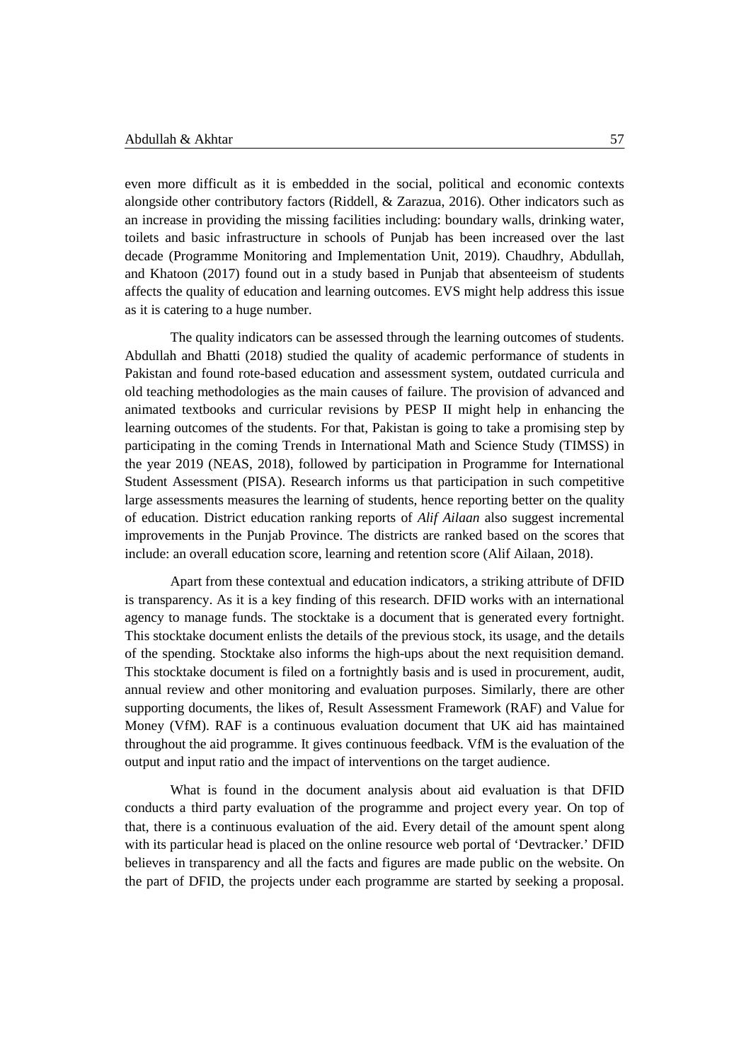even more difficult as it is embedded in the social, political and economic contexts alongside other contributory factors (Riddell, & Zarazua, 2016). Other indicators such as an increase in providing the missing facilities including: boundary walls, drinking water, toilets and basic infrastructure in schools of Punjab has been increased over the last decade (Programme Monitoring and Implementation Unit, 2019). Chaudhry, Abdullah, and Khatoon (2017) found out in a study based in Punjab that absenteeism of students affects the quality of education and learning outcomes. EVS might help address this issue as it is catering to a huge number.

The quality indicators can be assessed through the learning outcomes of students. Abdullah and Bhatti (2018) studied the quality of academic performance of students in Pakistan and found rote-based education and assessment system, outdated curricula and old teaching methodologies as the main causes of failure. The provision of advanced and animated textbooks and curricular revisions by PESP II might help in enhancing the learning outcomes of the students. For that, Pakistan is going to take a promising step by participating in the coming Trends in International Math and Science Study (TIMSS) in the year 2019 (NEAS, 2018), followed by participation in Programme for International Student Assessment (PISA). Research informs us that participation in such competitive large assessments measures the learning of students, hence reporting better on the quality of education. District education ranking reports of *Alif Ailaan* also suggest incremental improvements in the Punjab Province. The districts are ranked based on the scores that include: an overall education score, learning and retention score (Alif Ailaan, 2018).

Apart from these contextual and education indicators, a striking attribute of DFID is transparency. As it is a key finding of this research. DFID works with an international agency to manage funds. The stocktake is a document that is generated every fortnight. This stocktake document enlists the details of the previous stock, its usage, and the details of the spending. Stocktake also informs the high-ups about the next requisition demand. This stocktake document is filed on a fortnightly basis and is used in procurement, audit, annual review and other monitoring and evaluation purposes. Similarly, there are other supporting documents, the likes of, Result Assessment Framework (RAF) and Value for Money (VfM). RAF is a continuous evaluation document that UK aid has maintained throughout the aid programme. It gives continuous feedback. VfM is the evaluation of the output and input ratio and the impact of interventions on the target audience.

What is found in the document analysis about aid evaluation is that DFID conducts a third party evaluation of the programme and project every year. On top of that, there is a continuous evaluation of the aid. Every detail of the amount spent along with its particular head is placed on the online resource web portal of 'Devtracker.' DFID believes in transparency and all the facts and figures are made public on the website. On the part of DFID, the projects under each programme are started by seeking a proposal.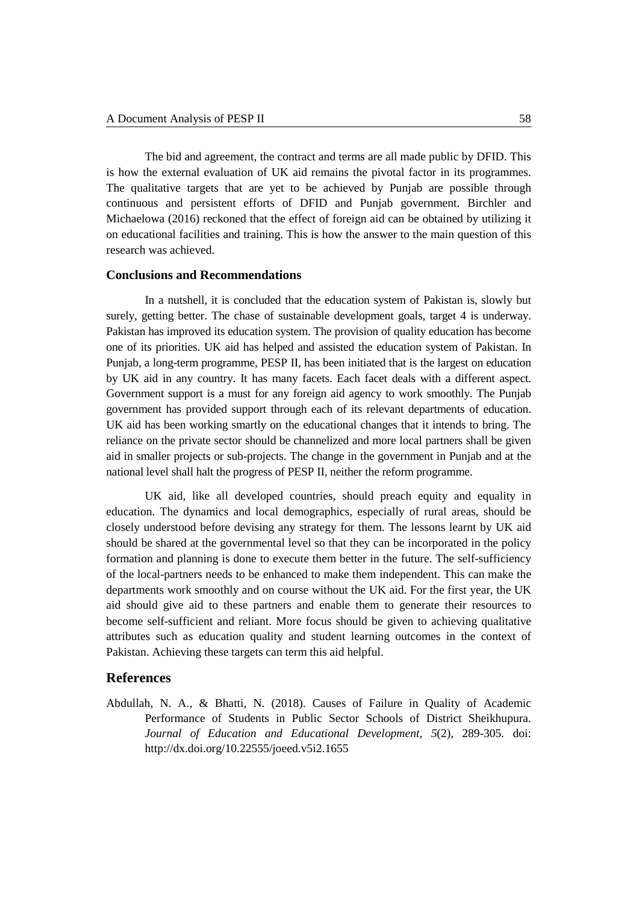The bid and agreement, the contract and terms are all made public by DFID. This is how the external evaluation of UK aid remains the pivotal factor in its programmes. The qualitative targets that are yet to be achieved by Punjab are possible through continuous and persistent efforts of DFID and Punjab government. Birchler and Michaelowa (2016) reckoned that the effect of foreign aid can be obtained by utilizing it on educational facilities and training. This is how the answer to the main question of this research was achieved.

### Conclusions and Recommendations

In a nutshell, it is concluded that the education system of Pakistan is, slowly but surely, getting better. The chase of sustainable development goals, target 4 is underway. Pakistan has improved its education system. The provision of quality education has become one of its priorities. UK aid has helped and assisted the education system of Pakistan. In Punjab, a long-term programme, PESP II, has been initiated that is the largest on education by UK aid in any country. It has many facets. Each facet deals with a different aspect. Government support is a must for any foreign aid agency to work smoothly. The Punjab government has provided support through each of its relevant departments of education. UK aid has been working smartly on the educational changes that it intends to bring. The reliance on the private sector should be channelized and more local partners shall be given aid in smaller projects or sub-projects. The change in the government in Punjab and at the national level shall halt the progress of PESP II, neither the reform programme.

UK aid, like all developed countries, should preach equity and equality in education. The dynamics and local demographics, especially of rural areas, should be closely understood before devising any strategy for them. The lessons learnt by UK aid should be shared at the governmental level so that they can be incorporated in the policy formation and planning is done to execute them better in the future. The self-sufficiency of the local-partners needs to be enhanced to make them independent. This can make the departments work smoothly and on course without the UK aid. For the first year, the UK aid should give aid to these partners and enable them to generate their resources to become self-sufficient and reliant. More focus should be given to achieving qualitative attributes such as education quality and student learning outcomes in the context of Pakistan. Achieving these targets can term this aid helpful.

## References

Abdullah, N. A., & Bhatti, N. (2018). Causes of Failure in Quality of Academic Performance of Students in Public Sector Schools of District Sheikhupura. *Journal of Education and Educational Development, 5*(2), 289-305. doi: http://dx.doi.org/10.22555/joeed.v5i2.1655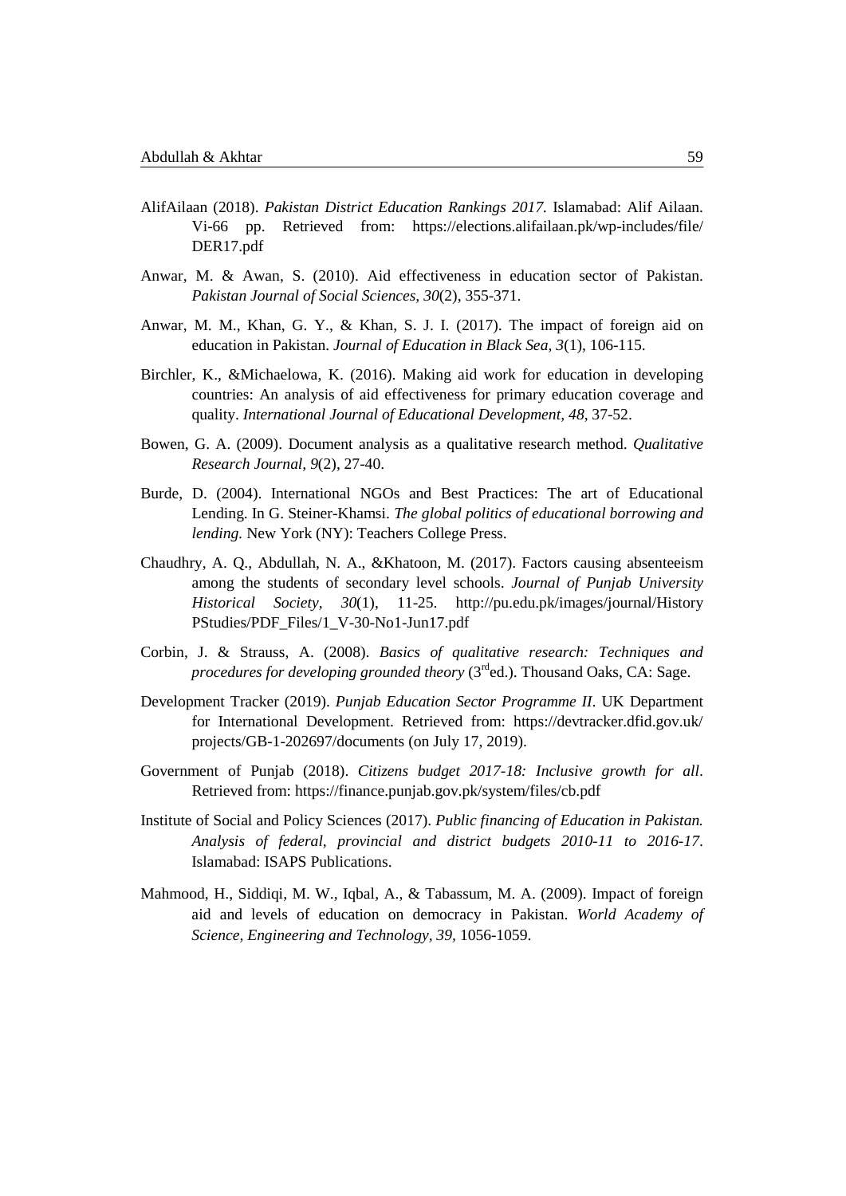AlifAilaan (2018). *Pakistan District Education Rankings 2017.* Islamabad: Alif Ailaan. Vi-66 pp. Retrieved from: https://elections.alifailaan.pk/wp-includes/file/DER17.pdf

Anwar, M. & Awan, S. (2010). Aid effectiveness in education sector of Pakistan. *Pakistan Journal of Social Sciences, 30*(2), 355-371.

Anwar, M. M., Khan, G. Y., & Khan, S. J. I. (2017). The impact of foreign aid on education in Pakistan. *Journal of Education in Black Sea, 3*(1), 106-115.

Birchler, K., &Michaelowa, K. (2016). Making aid work for education in developing countries: An analysis of aid effectiveness for primary education coverage and quality. *International Journal of Educational Development, 48*, 37-52.

Bowen, G. A. (2009). Document analysis as a qualitative research method. *Qualitative Research Journal, 9*(2), 27-40.

Burde, D. (2004). International NGOs and Best Practices: The art of Educational Lending. In G. Steiner-Khamsi. *The global politics of educational borrowing and lending.* New York (NY): Teachers College Press.

Chaudhry, A. Q., Abdullah, N. A., &Khatoon, M. (2017). Factors causing absenteeism among the students of secondary level schools. *Journal of Punjab University Historical Society, 30*(1), 11-25. http://pu.edu.pk/images/journal/HistoryPStudies/PDF_Files/1_V-30-No1-Jun17.pdf

Corbin, J. & Strauss, A. (2008). *Basics of qualitative research: Techniques and procedures for developing grounded theory* (3rded.). Thousand Oaks, CA: Sage.

Development Tracker (2019). *Punjab Education Sector Programme II*. UK Department for International Development. Retrieved from: https://devtracker.dfid.gov.uk/projects/GB-1-202697/documents (on July 17, 2019).

Government of Punjab (2018). *Citizens budget 2017-18: Inclusive growth for all*. Retrieved from: https://finance.punjab.gov.pk/system/files/cb.pdf

Institute of Social and Policy Sciences (2017). *Public financing of Education in Pakistan. Analysis of federal, provincial and district budgets 2010-11 to 2016-17*. Islamabad: ISAPS Publications.

Mahmood, H., Siddiqi, M. W., Iqbal, A., & Tabassum, M. A. (2009). Impact of foreign aid and levels of education on democracy in Pakistan. *World Academy of Science, Engineering and Technology, 39,* 1056-1059.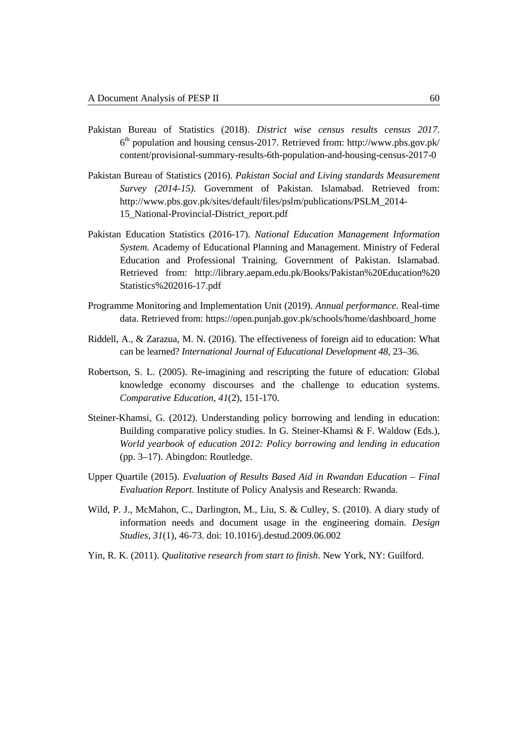Pakistan Bureau of Statistics (2018). *District wise census results census 2017*. 6th population and housing census-2017. Retrieved from: http://www.pbs.gov.pk/content/provisional-summary-results-6th-population-and-housing-census-2017-0

Pakistan Bureau of Statistics (2016). *Pakistan Social and Living standards Measurement Survey (2014-15).* Government of Pakistan. Islamabad. Retrieved from: http://www.pbs.gov.pk/sites/default/files/pslm/publications/PSLM_2014-15_National-Provincial-District_report.pdf

Pakistan Education Statistics (2016-17). *National Education Management Information System.* Academy of Educational Planning and Management. Ministry of Federal Education and Professional Training. Government of Pakistan. Islamabad. Retrieved from: http://library.aepam.edu.pk/Books/Pakistan%20Education%20Statistics%202016-17.pdf

Programme Monitoring and Implementation Unit (2019). *Annual performance.* Real-time data. Retrieved from: https://open.punjab.gov.pk/schools/home/dashboard_home

Riddell, A., & Zarazua, M. N. (2016). The effectiveness of foreign aid to education: What can be learned? *International Journal of Educational Development 48*, 23–36.

Robertson, S. L. (2005). Re-imagining and rescripting the future of education: Global knowledge economy discourses and the challenge to education systems. *Comparative Education, 41*(2), 151-170.

Steiner-Khamsi, G. (2012). Understanding policy borrowing and lending in education: Building comparative policy studies. In G. Steiner-Khamsi & F. Waldow (Eds.), *World yearbook of education 2012: Policy borrowing and lending in education* (pp. 3–17). Abingdon: Routledge.

Upper Quartile (2015). *Evaluation of Results Based Aid in Rwandan Education – Final Evaluation Report.* Institute of Policy Analysis and Research: Rwanda.

Wild, P. J., McMahon, C., Darlington, M., Liu, S. & Culley, S. (2010). A diary study of information needs and document usage in the engineering domain. *Design Studies, 31*(1), 46-73. doi: 10.1016/j.destud.2009.06.002

Yin, R. K. (2011). *Qualitative research from start to finish*. New York, NY: Guilford.